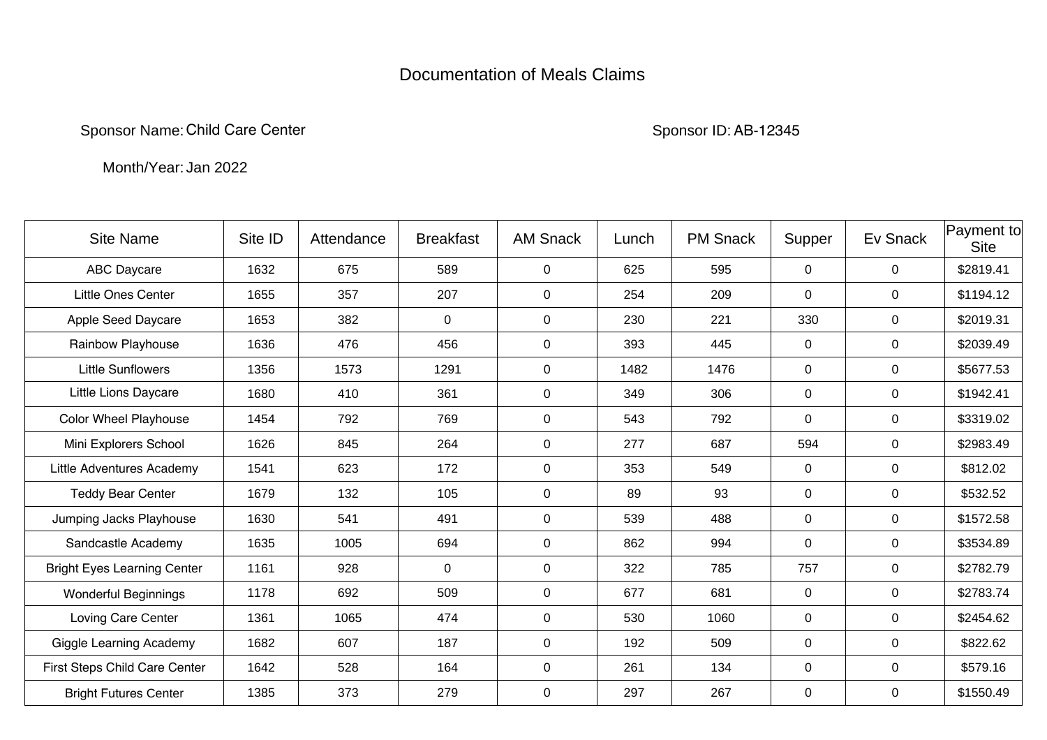# Documentation of Meals Claims

Sponsor Name: Child Care Center

Sponsor ID: AB-12345

Month/Year: Jan 2022

| Site Name | Site ID | Attendance | Breakfast | AM Snack | Lunch | PM Snack | Supper | Ev Snack | Payment to Site |
|---|---|---|---|---|---|---|---|---|---|
| ABC Daycare | 1632 | 675 | 589 | 0 | 625 | 595 | 0 | 0 | $2819.41 |
| Little Ones Center | 1655 | 357 | 207 | 0 | 254 | 209 | 0 | 0 | $1194.12 |
| Apple Seed Daycare | 1653 | 382 | 0 | 0 | 230 | 221 | 330 | 0 | $2019.31 |
| Rainbow Playhouse | 1636 | 476 | 456 | 0 | 393 | 445 | 0 | 0 | $2039.49 |
| Little Sunflowers | 1356 | 1573 | 1291 | 0 | 1482 | 1476 | 0 | 0 | $5677.53 |
| Little Lions Daycare | 1680 | 410 | 361 | 0 | 349 | 306 | 0 | 0 | $1942.41 |
| Color Wheel Playhouse | 1454 | 792 | 769 | 0 | 543 | 792 | 0 | 0 | $3319.02 |
| Mini Explorers School | 1626 | 845 | 264 | 0 | 277 | 687 | 594 | 0 | $2983.49 |
| Little Adventures Academy | 1541 | 623 | 172 | 0 | 353 | 549 | 0 | 0 | $812.02 |
| Teddy Bear Center | 1679 | 132 | 105 | 0 | 89 | 93 | 0 | 0 | $532.52 |
| Jumping Jacks Playhouse | 1630 | 541 | 491 | 0 | 539 | 488 | 0 | 0 | $1572.58 |
| Sandcastle Academy | 1635 | 1005 | 694 | 0 | 862 | 994 | 0 | 0 | $3534.89 |
| Bright Eyes Learning Center | 1161 | 928 | 0 | 0 | 322 | 785 | 757 | 0 | $2782.79 |
| Wonderful Beginnings | 1178 | 692 | 509 | 0 | 677 | 681 | 0 | 0 | $2783.74 |
| Loving Care Center | 1361 | 1065 | 474 | 0 | 530 | 1060 | 0 | 0 | $2454.62 |
| Giggle Learning Academy | 1682 | 607 | 187 | 0 | 192 | 509 | 0 | 0 | $822.62 |
| First Steps Child Care Center | 1642 | 528 | 164 | 0 | 261 | 134 | 0 | 0 | $579.16 |
| Bright Futures Center | 1385 | 373 | 279 | 0 | 297 | 267 | 0 | 0 | $1550.49 |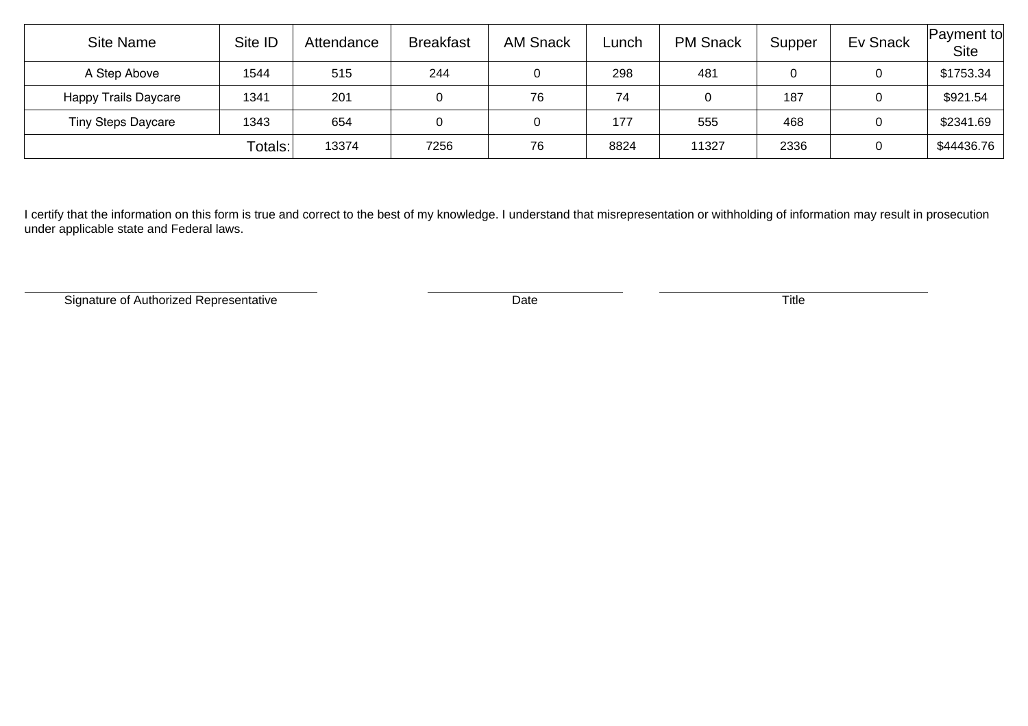| Site Name | Site ID | Attendance | Breakfast | AM Snack | Lunch | PM Snack | Supper | Ev Snack | Payment to Site |
|---|---|---|---|---|---|---|---|---|---|
| A Step Above | 1544 | 515 | 244 | 0 | 298 | 481 | 0 | 0 | $1753.34 |
| Happy Trails Daycare | 1341 | 201 | 0 | 76 | 74 | 0 | 187 | 0 | $921.54 |
| Tiny Steps Daycare | 1343 | 654 | 0 | 0 | 177 | 555 | 468 | 0 | $2341.69 |
| | Totals: | 13374 | 7256 | 76 | 8824 | 11327 | 2336 | 0 | $44436.76 |

I certify that the information on this form is true and correct to the best of my knowledge. I understand that misrepresentation or withholding of information may result in prosecution under applicable state and Federal laws.

Signature of Authorized Representative

Date

Title